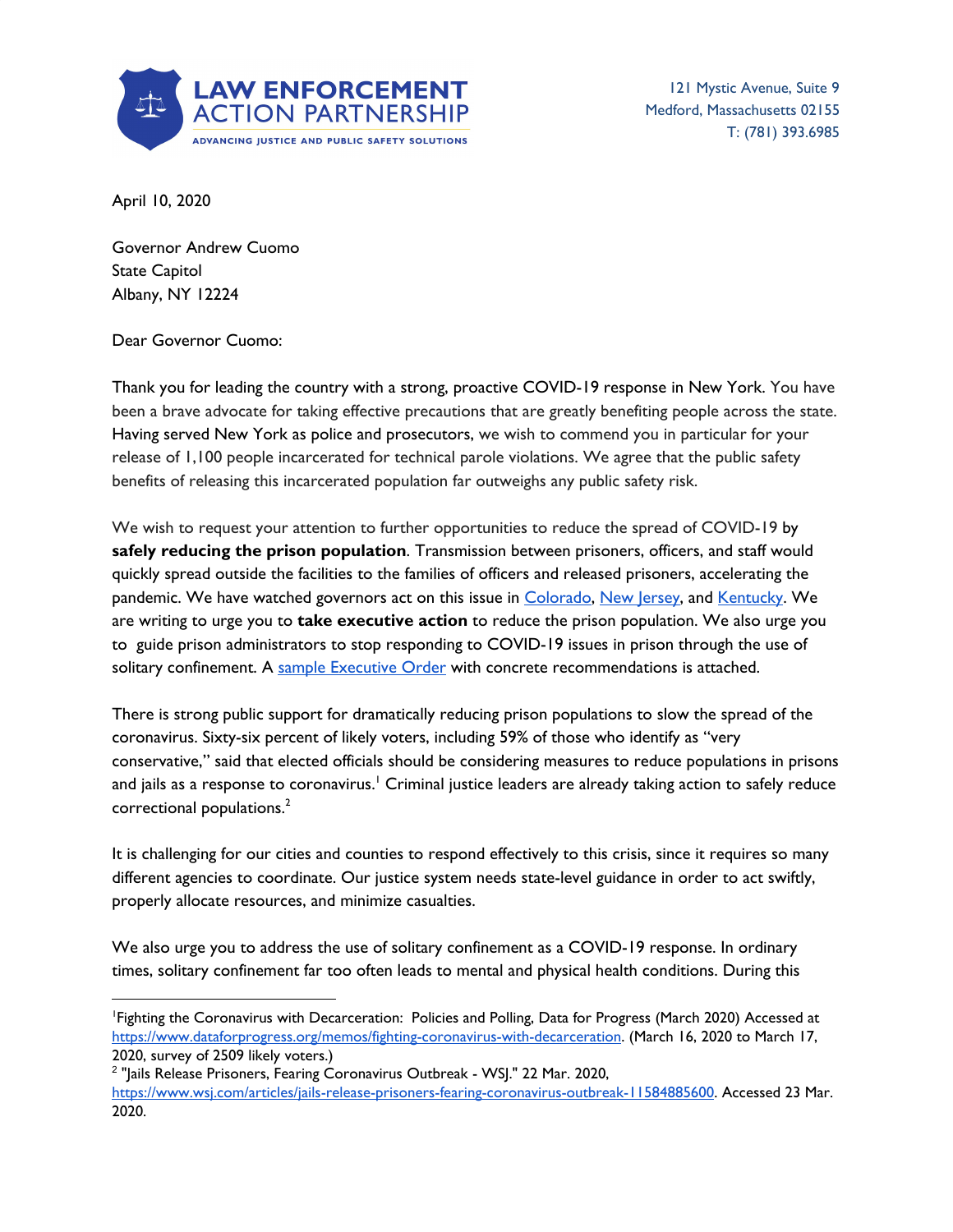**LAW ENFORCEMENT ACTION PARTNERSHIP**
ADVANCING JUSTICE AND PUBLIC SAFETY SOLUTIONS

121 Mystic Avenue, Suite 9
Medford, Massachusetts 02155
T: (781) 393.6985

April 10, 2020

Governor Andrew Cuomo
State Capitol
Albany, NY 12224

Dear Governor Cuomo:

Thank you for leading the country with a strong, proactive COVID-19 response in New York. You have been a brave advocate for taking effective precautions that are greatly benefiting people across the state. Having served New York as police and prosecutors, we wish to commend you in particular for your release of 1,100 people incarcerated for technical parole violations. We agree that the public safety benefits of releasing this incarcerated population far outweighs any public safety risk.

We wish to request your attention to further opportunities to reduce the spread of COVID-19 by **safely reducing the prison population**. Transmission between prisoners, officers, and staff would quickly spread outside the facilities to the families of officers and released prisoners, accelerating the pandemic. We have watched governors act on this issue in [Colorado](), [New Jersey](), and [Kentucky](). We are writing to urge you to **take executive action** to reduce the prison population. We also urge you to guide prison administrators to stop responding to COVID-19 issues in prison through the use of solitary confinement. A [sample Executive Order]() with concrete recommendations is attached.

There is strong public support for dramatically reducing prison populations to slow the spread of the coronavirus. Sixty-six percent of likely voters, including 59% of those who identify as "very conservative," said that elected officials should be considering measures to reduce populations in prisons and jails as a response to coronavirus.[1] Criminal justice leaders are already taking action to safely reduce correctional populations.[2]

It is challenging for our cities and counties to respond effectively to this crisis, since it requires so many different agencies to coordinate. Our justice system needs state-level guidance in order to act swiftly, properly allocate resources, and minimize casualties.

We also urge you to address the use of solitary confinement as a COVID-19 response. In ordinary times, solitary confinement far too often leads to mental and physical health conditions. During this

---

[1] Fighting the Coronavirus with Decarceration: Policies and Polling, Data for Progress (March 2020) Accessed at https://www.dataforprogress.org/memos/fighting-coronavirus-with-decarceration. (March 16, 2020 to March 17, 2020, survey of 2509 likely voters.)

[2] "Jails Release Prisoners, Fearing Coronavirus Outbreak - WSJ." 22 Mar. 2020, https://www.wsj.com/articles/jails-release-prisoners-fearing-coronavirus-outbreak-11584885600. Accessed 23 Mar. 2020.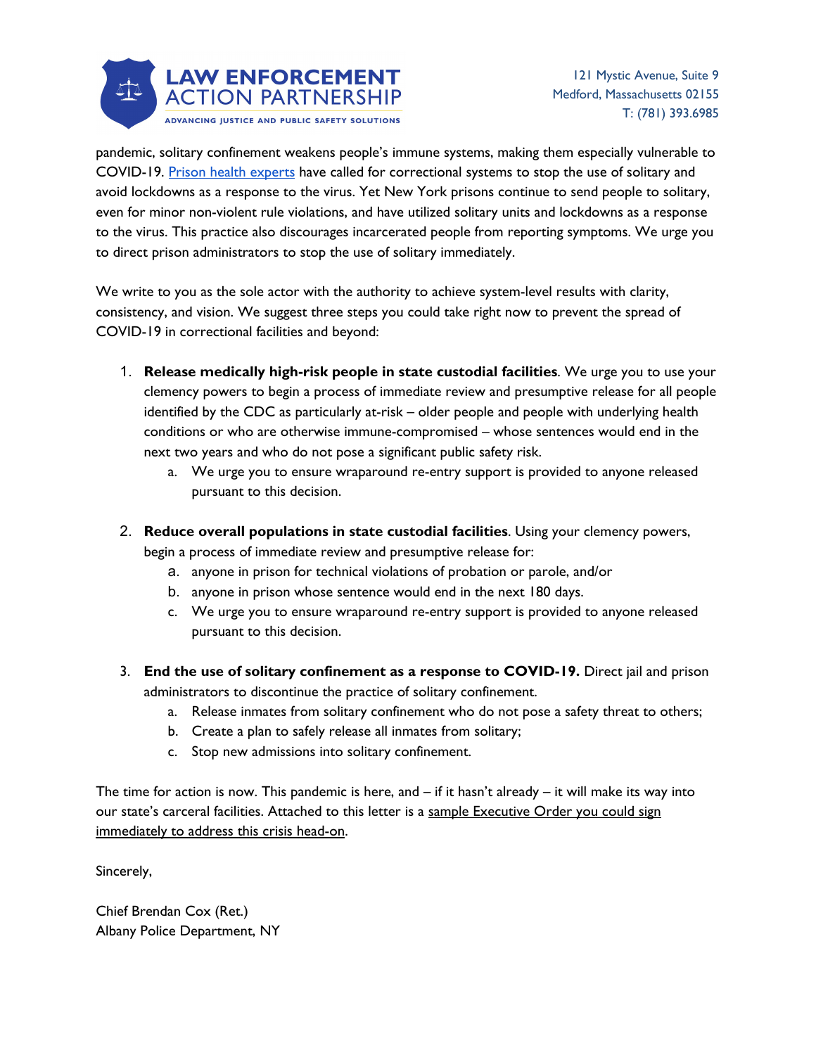pandemic, solitary confinement weakens people's immune systems, making them especially vulnerable to COVID-19. [Prison health experts]() have called for correctional systems to stop the use of solitary and avoid lockdowns as a response to the virus. Yet New York prisons continue to send people to solitary, even for minor non-violent rule violations, and have utilized solitary units and lockdowns as a response to the virus. This practice also discourages incarcerated people from reporting symptoms. We urge you to direct prison administrators to stop the use of solitary immediately.

We write to you as the sole actor with the authority to achieve system-level results with clarity, consistency, and vision. We suggest three steps you could take right now to prevent the spread of COVID-19 in correctional facilities and beyond:

1. **Release medically high-risk people in state custodial facilities**. We urge you to use your clemency powers to begin a process of immediate review and presumptive release for all people identified by the CDC as particularly at-risk – older people and people with underlying health conditions or who are otherwise immune-compromised – whose sentences would end in the next two years and who do not pose a significant public safety risk.
    a. We urge you to ensure wraparound re-entry support is provided to anyone released pursuant to this decision.

2. **Reduce overall populations in state custodial facilities**. Using your clemency powers, begin a process of immediate review and presumptive release for:
    a. anyone in prison for technical violations of probation or parole, and/or
    b. anyone in prison whose sentence would end in the next 180 days.
    c. We urge you to ensure wraparound re-entry support is provided to anyone released pursuant to this decision.

3. **End the use of solitary confinement as a response to COVID-19.** Direct jail and prison administrators to discontinue the practice of solitary confinement.
    a. Release inmates from solitary confinement who do not pose a safety threat to others;
    b. Create a plan to safely release all inmates from solitary;
    c. Stop new admissions into solitary confinement.

The time for action is now. This pandemic is here, and – if it hasn't already – it will make its way into our state's carceral facilities. Attached to this letter is a sample Executive Order you could sign immediately to address this crisis head-on.

Sincerely,

Chief Brendan Cox (Ret.)
Albany Police Department, NY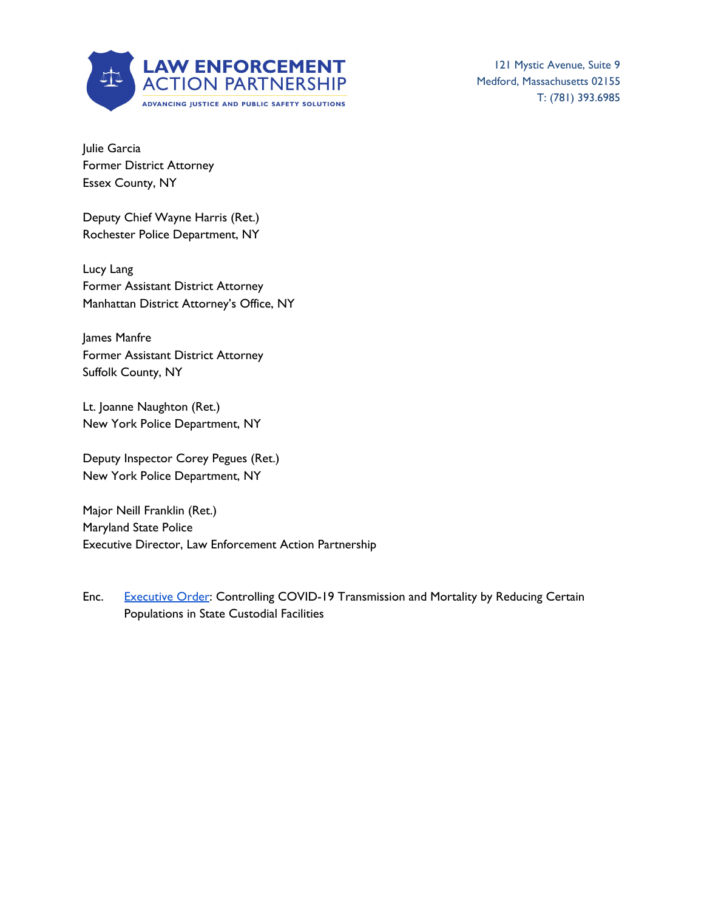Julie Garcia
Former District Attorney
Essex County, NY

Deputy Chief Wayne Harris (Ret.)
Rochester Police Department, NY

Lucy Lang
Former Assistant District Attorney
Manhattan District Attorney's Office, NY

James Manfre
Former Assistant District Attorney
Suffolk County, NY

Lt. Joanne Naughton (Ret.)
New York Police Department, NY

Deputy Inspector Corey Pegues (Ret.)
New York Police Department, NY

Major Neill Franklin (Ret.)
Maryland State Police
Executive Director, Law Enforcement Action Partnership

Enc. Executive Order: Controlling COVID-19 Transmission and Mortality by Reducing Certain Populations in State Custodial Facilities